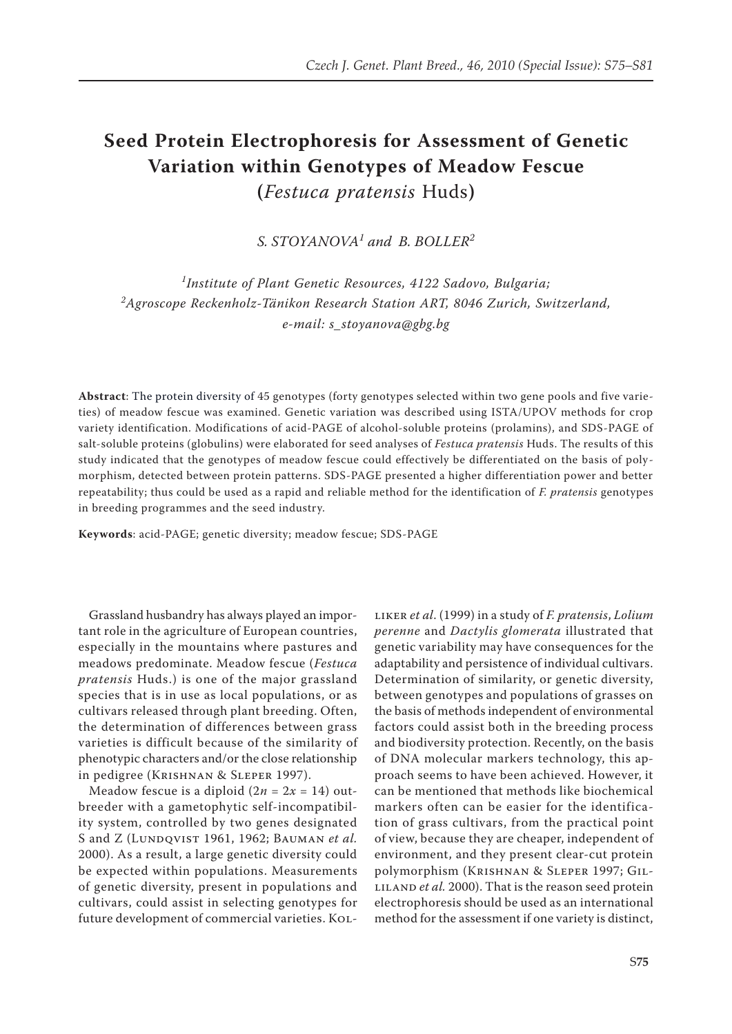# Seed Protein Electrophoresis for Assessment of Genetic Variation within Genotypes of Meadow Fescue (*Festuca pratensis* Huds)

*S. STOYANOVA[1] and B. BOLLER[2]*

*[1]Institute of Plant Genetic Resources, 4122 Sadovo, Bulgaria;*
*[2]Agroscope Reckenholz-Tänikon Research Station ART, 8046 Zurich, Switzerland,*
*e-mail: s_stoyanova@gbg.bg*

**Abstract**: The protein diversity of 45 genotypes (forty genotypes selected within two gene pools and five varieties) of meadow fescue was examined. Genetic variation was described using ISTA/UPOV methods for crop variety identification. Modifications of acid-PAGE of alcohol-soluble proteins (prolamins), and SDS-PAGE of salt-soluble proteins (globulins) were elaborated for seed analyses of *Festuca pratensis* Huds. The results of this study indicated that the genotypes of meadow fescue could effectively be differentiated on the basis of polymorphism, detected between protein patterns. SDS-PAGE presented a higher differentiation power and better repeatability; thus could be used as a rapid and reliable method for the identification of *F. pratensis* genotypes in breeding programmes and the seed industry.

**Keywords**: acid-PAGE; genetic diversity; meadow fescue; SDS-PAGE

Grassland husbandry has always played an important role in the agriculture of European countries, especially in the mountains where pastures and meadows predominate. Meadow fescue (*Festuca pratensis* Huds.) is one of the major grassland species that is in use as local populations, or as cultivars released through plant breeding. Often, the determination of differences between grass varieties is difficult because of the similarity of phenotypic characters and/or the close relationship in pedigree (Krishnan & Sleper 1997).

Meadow fescue is a diploid ($2n = 2x = 14$) outbreeder with a gametophytic self-incompatibility system, controlled by two genes designated S and Z (Lundqvist 1961, 1962; Bauman *et al.* 2000). As a result, a large genetic diversity could be expected within populations. Measurements of genetic diversity, present in populations and cultivars, could assist in selecting genotypes for future development of commercial varieties. Kolliker *et al*. (1999) in a study of *F. pratensis*, *Lolium perenne* and *Dactylis glomerata* illustrated that genetic variability may have consequences for the adaptability and persistence of individual cultivars. Determination of similarity, or genetic diversity, between genotypes and populations of grasses on the basis of methods independent of environmental factors could assist both in the breeding process and biodiversity protection. Recently, on the basis of DNA molecular markers technology, this approach seems to have been achieved. However, it can be mentioned that methods like biochemical markers often can be easier for the identification of grass cultivars, from the practical point of view, because they are cheaper, independent of environment, and they present clear-cut protein polymorphism (Krishnan & Sleper 1997; Gilliland *et al.* 2000). That is the reason seed protein electrophoresis should be used as an international method for the assessment if one variety is distinct,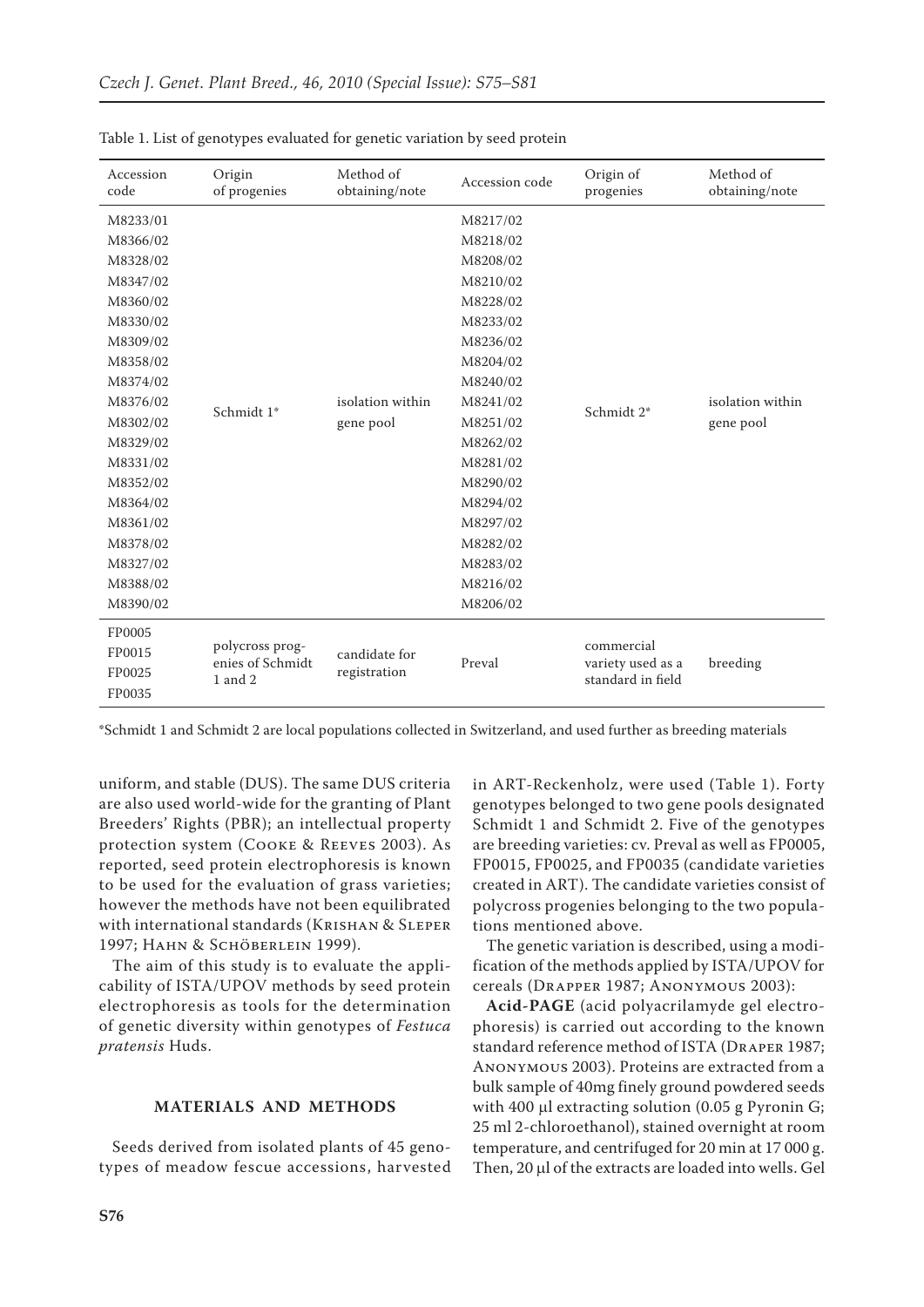Table 1. List of genotypes evaluated for genetic variation by seed protein

| Accession code | Origin of progenies | Method of obtaining/note | Accession code | Origin of progenies | Method of obtaining/note |
|---|---|---|---|---|---|
| M8233/01 | Schmidt 1* | isolation within gene pool | M8217/02 | Schmidt 2* | isolation within gene pool |
| M8366/02 | | | M8218/02 | | |
| M8328/02 | | | M8208/02 | | |
| M8347/02 | | | M8210/02 | | |
| M8360/02 | | | M8228/02 | | |
| M8330/02 | | | M8233/02 | | |
| M8309/02 | | | M8236/02 | | |
| M8358/02 | | | M8204/02 | | |
| M8374/02 | | | M8240/02 | | |
| M8376/02 | | | M8241/02 | | |
| M8302/02 | | | M8251/02 | | |
| M8329/02 | | | M8262/02 | | |
| M8331/02 | | | M8281/02 | | |
| M8352/02 | | | M8290/02 | | |
| M8364/02 | | | M8294/02 | | |
| M8361/02 | | | M8297/02 | | |
| M8378/02 | | | M8282/02 | | |
| M8327/02 | | | M8283/02 | | |
| M8388/02 | | | M8216/02 | | |
| M8390/02 | | | M8206/02 | | |
| FP0005 FP0015 FP0025 FP0035 | polycross progenies of Schmidt 1 and 2 | candidate for registration | Preval | commercial variety used as a standard in field | breeding |

*Schmidt 1 and Schmidt 2 are local populations collected in Switzerland, and used further as breeding materials

uniform, and stable (DUS). The same DUS criteria are also used world-wide for the granting of Plant Breeders' Rights (PBR); an intellectual property protection system (Cooke & Reeves 2003). As reported, seed protein electrophoresis is known to be used for the evaluation of grass varieties; however the methods have not been equilibrated with international standards (Krishan & Sleper 1997; Hahn & Schöberlein 1999).

The aim of this study is to evaluate the applicability of ISTA/UPOV methods by seed protein electrophoresis as tools for the determination of genetic diversity within genotypes of *Festuca pratensis* Huds.

## MATERIALS AND METHODS

Seeds derived from isolated plants of 45 genotypes of meadow fescue accessions, harvested in ART-Reckenholz, were used (Table 1). Forty genotypes belonged to two gene pools designated Schmidt 1 and Schmidt 2. Five of the genotypes are breeding varieties: cv. Preval as well as FP0005, FP0015, FP0025, and FP0035 (candidate varieties created in ART). The candidate varieties consist of polycross progenies belonging to the two populations mentioned above.

The genetic variation is described, using a modification of the methods applied by ISTA/UPOV for cereals (Drapper 1987; Anonymous 2003):

**Acid-PAGE** (acid polyacrilamyde gel electrophoresis) is carried out according to the known standard reference method of ISTA (Draper 1987; Anonymous 2003). Proteins are extracted from a bulk sample of 40mg finely ground powdered seeds with 400 μl extracting solution (0.05 g Pyronin G; 25 ml 2-chloroethanol), stained overnight at room temperature, and centrifuged for 20 min at 17 000 g. Then, 20 μl of the extracts are loaded into wells. Gel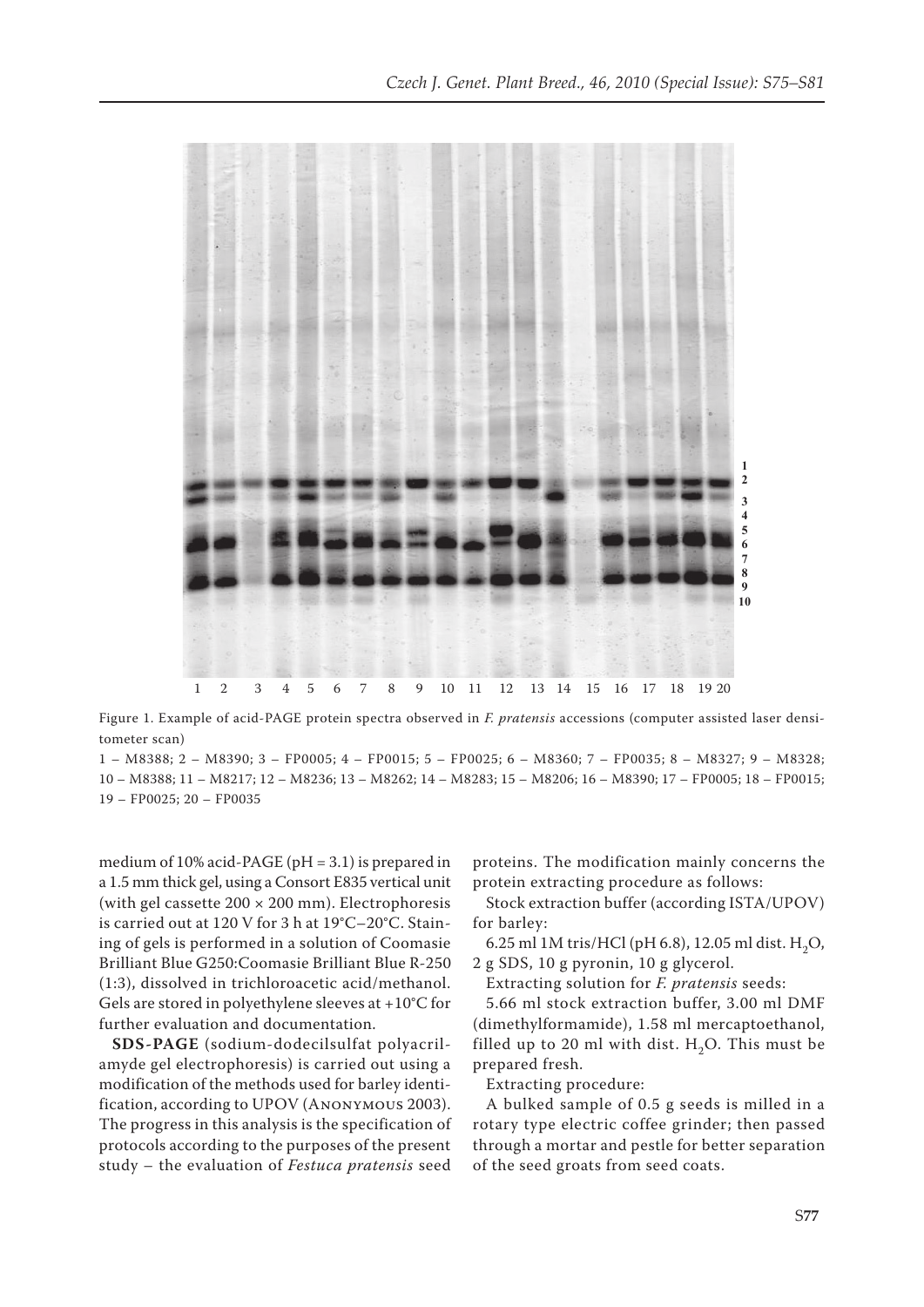Figure 1. Example of acid-PAGE protein spectra observed in *F. pratensis* accessions (computer assisted laser densitometer scan)

1 – M8388; 2 – M8390; 3 – FP0005; 4 – FP0015; 5 – FP0025; 6 – M8360; 7 – FP0035; 8 – M8327; 9 – M8328; 10 – M8388; 11 – M8217; 12 – M8236; 13 – M8262; 14 – M8283; 15 – M8206; 16 – M8390; 17 – FP0005; 18 – FP0015; 19 – FP0025; 20 – FP0035

medium of 10% acid-PAGE (pH = 3.1) is prepared in a 1.5 mm thick gel, using a Consort E835 vertical unit (with gel cassette 200 × 200 mm). Electrophoresis is carried out at 120 V for 3 h at 19°C–20°C. Staining of gels is performed in a solution of Coomasie Brilliant Blue G250:Coomasie Brilliant Blue R-250 (1:3), dissolved in trichloroacetic acid/methanol. Gels are stored in polyethylene sleeves at +10°C for further evaluation and documentation.

**SDS-PAGE** (sodium-dodecilsulfat polyacrilamyde gel electrophoresis) is carried out using a modification of the methods used for barley identification, according to UPOV (Anonymous 2003). The progress in this analysis is the specification of protocols according to the purposes of the present study – the evaluation of *Festuca pratensis* seed proteins. The modification mainly concerns the protein extracting procedure as follows:

Stock extraction buffer (according ISTA/UPOV) for barley:

6.25 ml 1M tris/HCl (pH 6.8), 12.05 ml dist. $H_2O$, 2 g SDS, 10 g pyronin, 10 g glycerol.

Extracting solution for *F. pratensis* seeds:

5.66 ml stock extraction buffer, 3.00 ml DMF (dimethylformamide), 1.58 ml mercaptoethanol, filled up to 20 ml with dist. $H_2O$. This must be prepared fresh.

Extracting procedure:

A bulked sample of 0.5 g seeds is milled in a rotary type electric coffee grinder; then passed through a mortar and pestle for better separation of the seed groats from seed coats.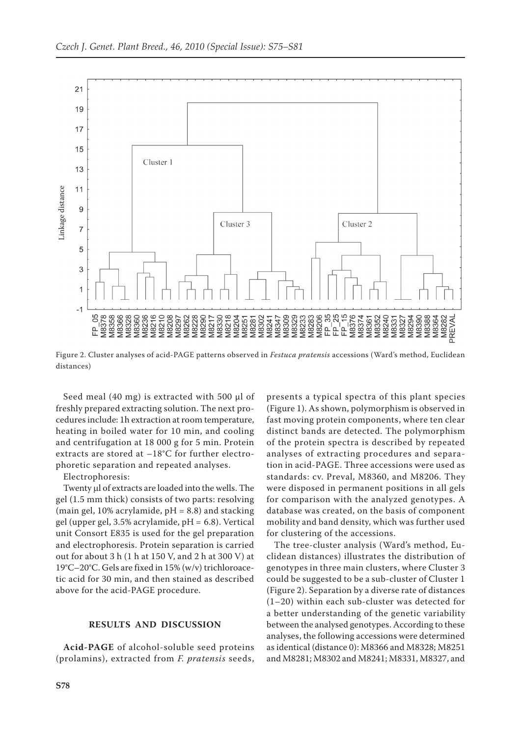Figure 2. Cluster analyses of acid-PAGE patterns observed in *Festuca pratensis* accessions (Ward's method, Euclidean distances)

Seed meal (40 mg) is extracted with 500 μl of freshly prepared extracting solution. The next procedures include: 1h extraction at room temperature, heating in boiled water for 10 min, and cooling and centrifugation at 18 000 g for 5 min. Protein extracts are stored at −18°C for further electrophoretic separation and repeated analyses.

Electrophoresis:

Twenty μl of extracts are loaded into the wells. The gel (1.5 mm thick) consists of two parts: resolving (main gel, 10% acrylamide, pH = 8.8) and stacking gel (upper gel, 3.5% acrylamide, pH = 6.8). Vertical unit Consort E835 is used for the gel preparation and electrophoresis. Protein separation is carried out for about 3 h (1 h at 150 V, and 2 h at 300 V) at 19°C–20°C. Gels are fixed in 15% (w/v) trichloroacetic acid for 30 min, and then stained as described above for the acid-PAGE procedure.

## RESULTS AND DISCUSSION

**Acid-PAGE** of alcohol-soluble seed proteins (prolamins), extracted from *F. pratensis* seeds, presents a typical spectra of this plant species (Figure 1). As shown, polymorphism is observed in fast moving protein components, where ten clear distinct bands are detected. The polymorphism of the protein spectra is described by repeated analyses of extracting procedures and separation in acid-PAGE. Three accessions were used as standards: cv. Preval, M8360, and M8206. They were disposed in permanent positions in all gels for comparison with the analyzed genotypes. A database was created, on the basis of component mobility and band density, which was further used for clustering of the accessions.

The tree-cluster analysis (Ward's method, Euclidean distances) illustrates the distribution of genotypes in three main clusters, where Cluster 3 could be suggested to be a sub-cluster of Cluster 1 (Figure 2). Separation by a diverse rate of distances (1–20) within each sub-cluster was detected for a better understanding of the genetic variability between the analysed genotypes. According to these analyses, the following accessions were determined as identical (distance 0): M8366 and M8328; M8251 and M8281; M8302 and M8241; M8331, M8327, and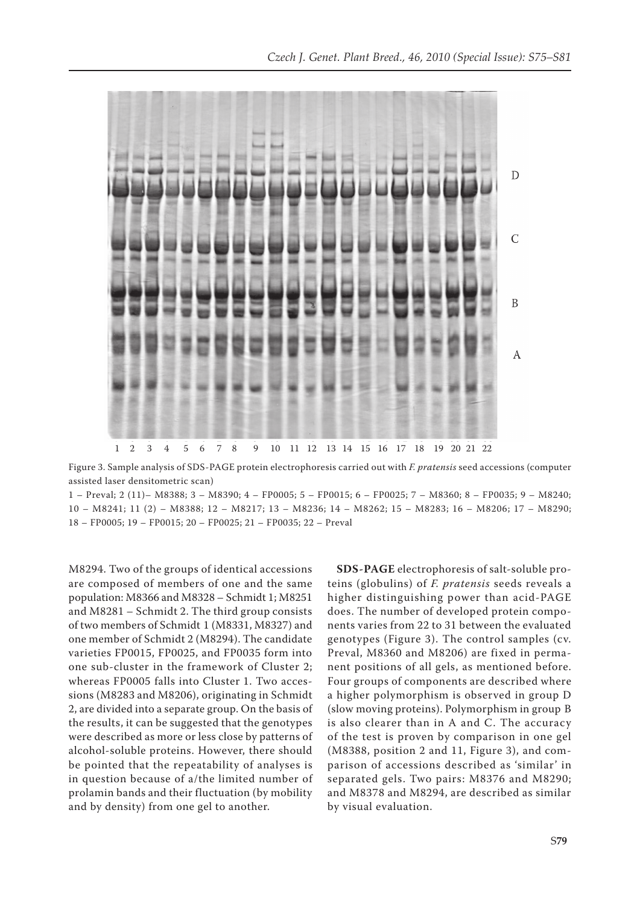Figure 3. Sample analysis of SDS-PAGE protein electrophoresis carried out with *F. pratensis* seed accessions (computer assisted laser densitometric scan)

1 – Preval; 2 (11)– M8388; 3 – M8390; 4 – FP0005; 5 – FP0015; 6 – FP0025; 7 – M8360; 8 – FP0035; 9 – M8240; 10 – M8241; 11 (2) – M8388; 12 – M8217; 13 – M8236; 14 – M8262; 15 – M8283; 16 – M8206; 17 – M8290; 18 – FP0005; 19 – FP0015; 20 – FP0025; 21 – FP0035; 22 – Preval

M8294. Two of the groups of identical accessions are composed of members of one and the same population: M8366 and M8328 – Schmidt 1; M8251 and M8281 – Schmidt 2. The third group consists of two members of Schmidt 1 (M8331, M8327) and one member of Schmidt 2 (M8294). The candidate varieties FP0015, FP0025, and FP0035 form into one sub-cluster in the framework of Cluster 2; whereas FP0005 falls into Cluster 1. Two accessions (M8283 and M8206), originating in Schmidt 2, are divided into a separate group. On the basis of the results, it can be suggested that the genotypes were described as more or less close by patterns of alcohol-soluble proteins. However, there should be pointed that the repeatability of analyses is in question because of a/the limited number of prolamin bands and their fluctuation (by mobility and by density) from one gel to another.

**SDS-PAGE** electrophoresis of salt-soluble proteins (globulins) of *F. pratensis* seeds reveals a higher distinguishing power than acid-PAGE does. The number of developed protein components varies from 22 to 31 between the evaluated genotypes (Figure 3). The control samples (cv. Preval, M8360 and M8206) are fixed in permanent positions of all gels, as mentioned before. Four groups of components are described where a higher polymorphism is observed in group D (slow moving proteins). Polymorphism in group B is also clearer than in A and C. The accuracy of the test is proven by comparison in one gel (M8388, position 2 and 11, Figure 3), and comparison of accessions described as 'similar' in separated gels. Two pairs: M8376 and M8290; and M8378 and M8294, are described as similar by visual evaluation.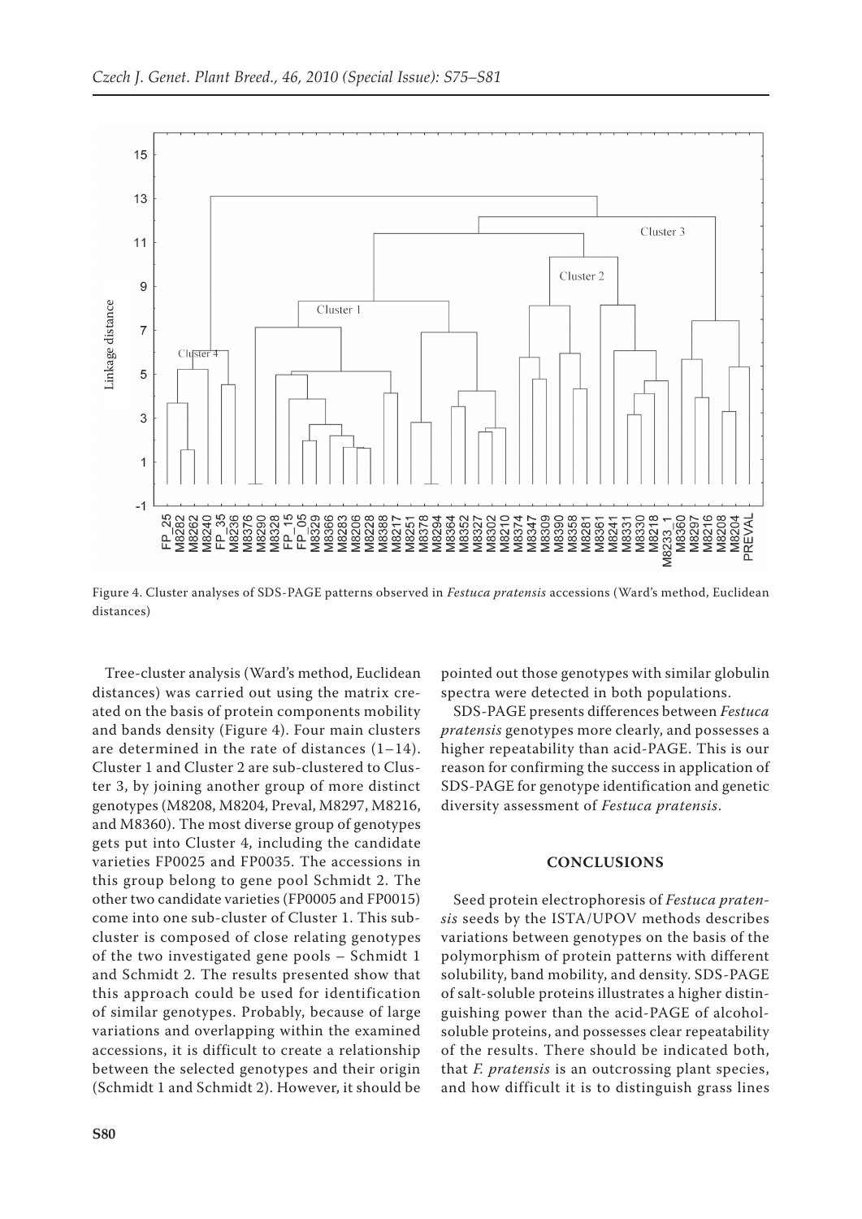Figure 4. Cluster analyses of SDS-PAGE patterns observed in *Festuca pratensis* accessions (Ward's method, Euclidean distances)

Tree-cluster analysis (Ward's method, Euclidean distances) was carried out using the matrix created on the basis of protein components mobility and bands density (Figure 4). Four main clusters are determined in the rate of distances (1–14). Cluster 1 and Cluster 2 are sub-clustered to Cluster 3, by joining another group of more distinct genotypes (M8208, M8204, Preval, M8297, M8216, and M8360). The most diverse group of genotypes gets put into Cluster 4, including the candidate varieties FP0025 and FP0035. The accessions in this group belong to gene pool Schmidt 2. The other two candidate varieties (FP0005 and FP0015) come into one sub-cluster of Cluster 1. This sub-cluster is composed of close relating genotypes of the two investigated gene pools – Schmidt 1 and Schmidt 2. The results presented show that this approach could be used for identification of similar genotypes. Probably, because of large variations and overlapping within the examined accessions, it is difficult to create a relationship between the selected genotypes and their origin (Schmidt 1 and Schmidt 2). However, it should be pointed out those genotypes with similar globulin spectra were detected in both populations.

SDS-PAGE presents differences between *Festuca pratensis* genotypes more clearly, and possesses a higher repeatability than acid-PAGE. This is our reason for confirming the success in application of SDS-PAGE for genotype identification and genetic diversity assessment of *Festuca pratensis*.

## CONCLUSIONS

Seed protein electrophoresis of *Festuca pratensis* seeds by the ISTA/UPOV methods describes variations between genotypes on the basis of the polymorphism of protein patterns with different solubility, band mobility, and density. SDS-PAGE of salt-soluble proteins illustrates a higher distinguishing power than the acid-PAGE of alcohol-soluble proteins, and possesses clear repeatability of the results. There should be indicated both, that *F. pratensis* is an outcrossing plant species, and how difficult it is to distinguish grass lines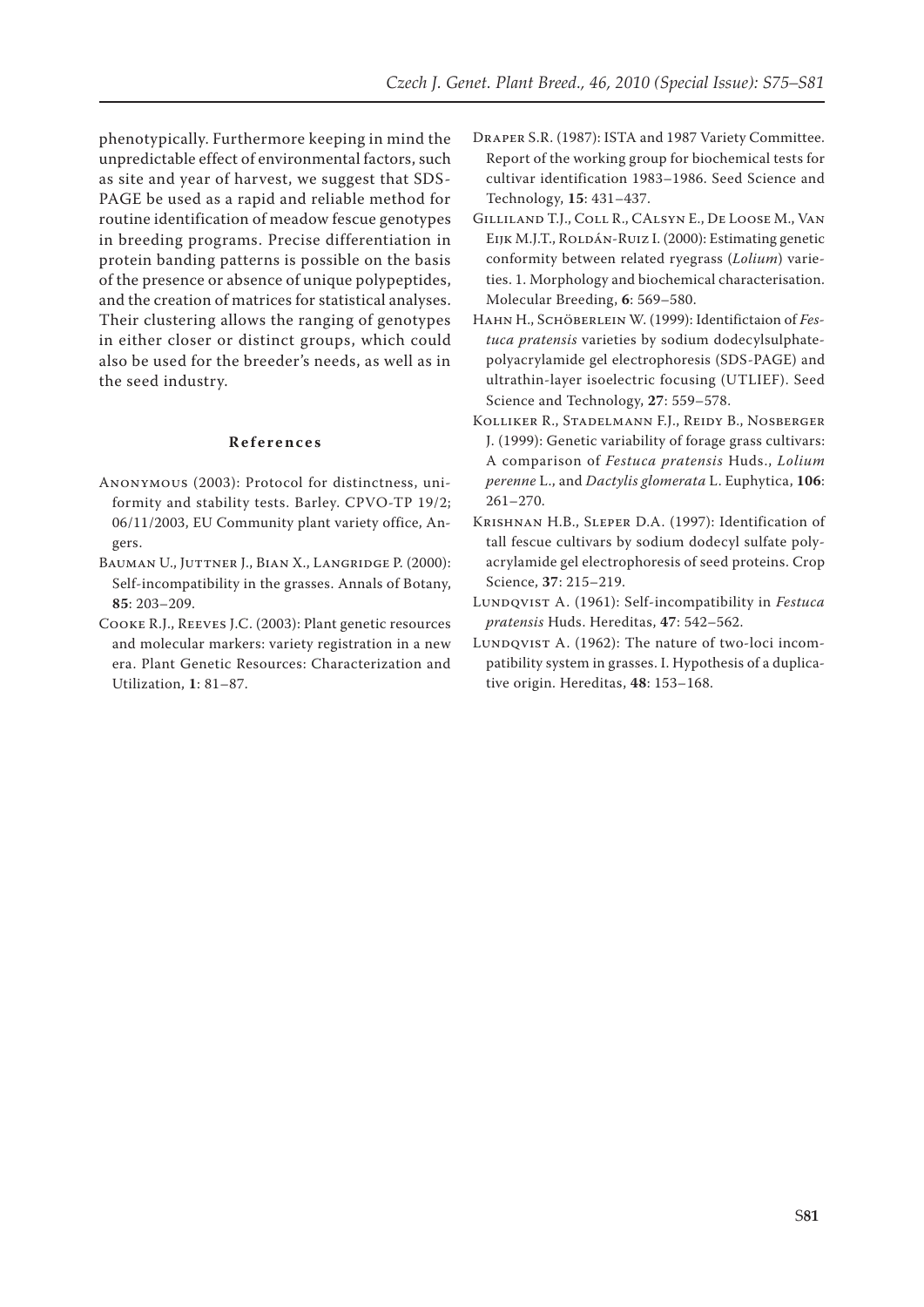phenotypically. Furthermore keeping in mind the unpredictable effect of environmental factors, such as site and year of harvest, we suggest that SDS-PAGE be used as a rapid and reliable method for routine identification of meadow fescue genotypes in breeding programs. Precise differentiation in protein banding patterns is possible on the basis of the presence or absence of unique polypeptides, and the creation of matrices for statistical analyses. Their clustering allows the ranging of genotypes in either closer or distinct groups, which could also be used for the breeder's needs, as well as in the seed industry.

## References

Anonymous (2003): Protocol for distinctness, uniformity and stability tests. Barley. CPVO-TP 19/2; 06/11/2003, EU Community plant variety office, Angers.

Bauman U., Juttner J., Bian X., Langridge P. (2000): Self-incompatibility in the grasses. Annals of Botany, **85**: 203–209.

Cooke R.J., Reeves J.C. (2003): Plant genetic resources and molecular markers: variety registration in a new era. Plant Genetic Resources: Characterization and Utilization, **1**: 81–87.

Draper S.R. (1987): ISTA and 1987 Variety Committee. Report of the working group for biochemical tests for cultivar identification 1983–1986. Seed Science and Technology, **15**: 431–437.

Gilliland T.J., Coll R., CAlsyn E., De Loose M., Van Eijk M.J.T., Roldán-Ruiz I. (2000): Estimating genetic conformity between related ryegrass (*Lolium*) varieties. 1. Morphology and biochemical characterisation. Molecular Breeding, **6**: 569–580.

Hahn H., Schöberlein W. (1999): Identifictaion of *Festuca pratensis* varieties by sodium dodecylsulphate-polyacrylamide gel electrophoresis (SDS-PAGE) and ultrathin-layer isoelectric focusing (UTLIEF). Seed Science and Technology, **27**: 559–578.

Kolliker R., Stadelmann F.J., Reidy B., Nosberger J. (1999): Genetic variability of forage grass cultivars: A comparison of *Festuca pratensis* Huds., *Lolium perenne* L., and *Dactylis glomerata* L. Euphytica, **106**: 261–270.

Krishnan H.B., Sleper D.A. (1997): Identification of tall fescue cultivars by sodium dodecyl sulfate polyacrylamide gel electrophoresis of seed proteins. Crop Science, **37**: 215–219.

Lundqvist A. (1961): Self-incompatibility in *Festuca pratensis* Huds. Hereditas, **47**: 542–562.

Lundqvist A. (1962): The nature of two-loci incompatibility system in grasses. I. Hypothesis of a duplicative origin. Hereditas, **48**: 153–168.